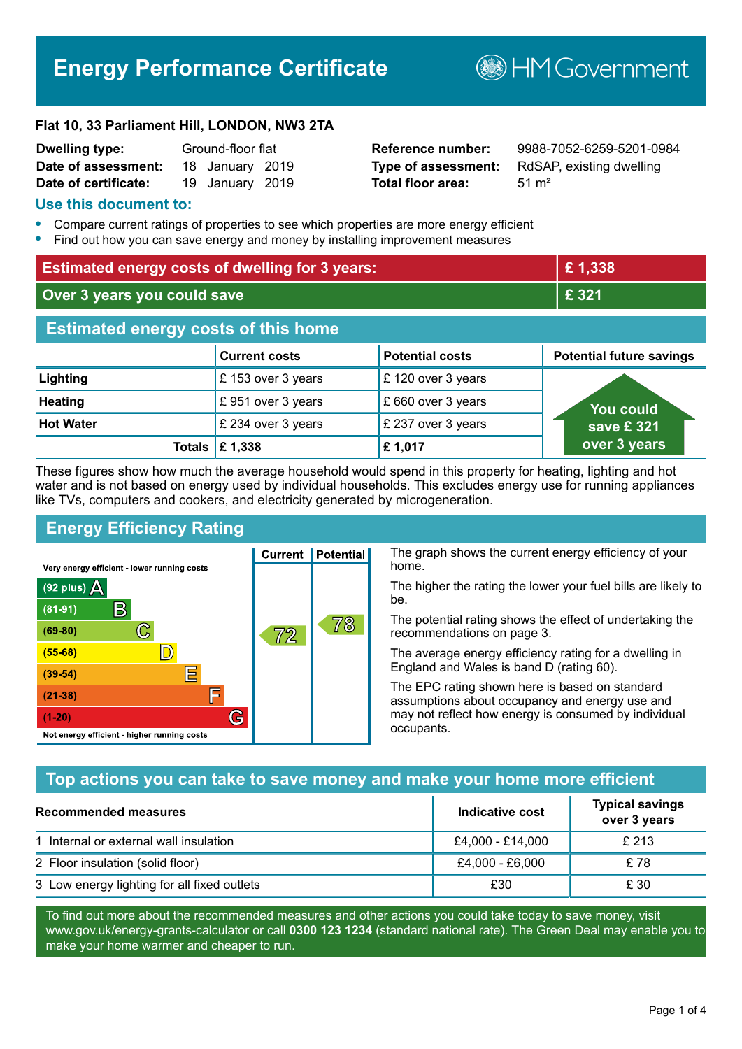# Energy Performance Certificate

HM Government

**Flat 10, 33 Parliament Hill, LONDON, NW3 2TA**

| | | | |
|---|---|---|---|
| **Dwelling type:** | Ground-floor flat | **Reference number:** | 9988-7052-6259-5201-0984 |
| **Date of assessment:** | 18 January 2019 | **Type of assessment:** | RdSAP, existing dwelling |
| **Date of certificate:** | 19 January 2019 | **Total floor area:** | 51 m² |

## Use this document to:

- Compare current ratings of properties to see which properties are more energy efficient
- Find out how you can save energy and money by installing improvement measures

| | |
|---|---|
| **Estimated energy costs of dwelling for 3 years:** | **£ 1,338** |
| **Over 3 years you could save** | **£ 321** |

## Estimated energy costs of this home

| | Current costs | Potential costs | Potential future savings |
|---|---|---|---|
| **Lighting** | £ 153 over 3 years | £ 120 over 3 years | You could save £ 321 over 3 years |
| **Heating** | £ 951 over 3 years | £ 660 over 3 years | |
| **Hot Water** | £ 234 over 3 years | £ 237 over 3 years | |
| **Totals** | **£ 1,338** | **£ 1,017** | |

These figures show how much the average household would spend in this property for heating, lighting and hot water and is not based on energy used by individual households. This excludes energy use for running appliances like TVs, computers and cookers, and electricity generated by microgeneration.

## Energy Efficiency Rating

Very energy efficient - lower running costs

| Rating | Band | Current | Potential |
|---|---|---|---|
| (92 plus) | A | | |
| (81-91) | B | | |
| (69-80) | C | 72 | 78 |
| (55-68) | D | | |
| (39-54) | E | | |
| (21-38) | F | | |
| (1-20) | G | | |

Not energy efficient - higher running costs

The graph shows the current energy efficiency of your home.

The higher the rating the lower your fuel bills are likely to be.

The potential rating shows the effect of undertaking the recommendations on page 3.

The average energy efficiency rating for a dwelling in England and Wales is band D (rating 60).

The EPC rating shown here is based on standard assumptions about occupancy and energy use and may not reflect how energy is consumed by individual occupants.

## Top actions you can take to save money and make your home more efficient

| Recommended measures | Indicative cost | Typical savings over 3 years |
|---|---|---|
| 1 Internal or external wall insulation | £4,000 - £14,000 | £ 213 |
| 2 Floor insulation (solid floor) | £4,000 - £6,000 | £ 78 |
| 3 Low energy lighting for all fixed outlets | £30 | £ 30 |

To find out more about the recommended measures and other actions you could take today to save money, visit www.gov.uk/energy-grants-calculator or call **0300 123 1234** (standard national rate). The Green Deal may enable you to make your home warmer and cheaper to run.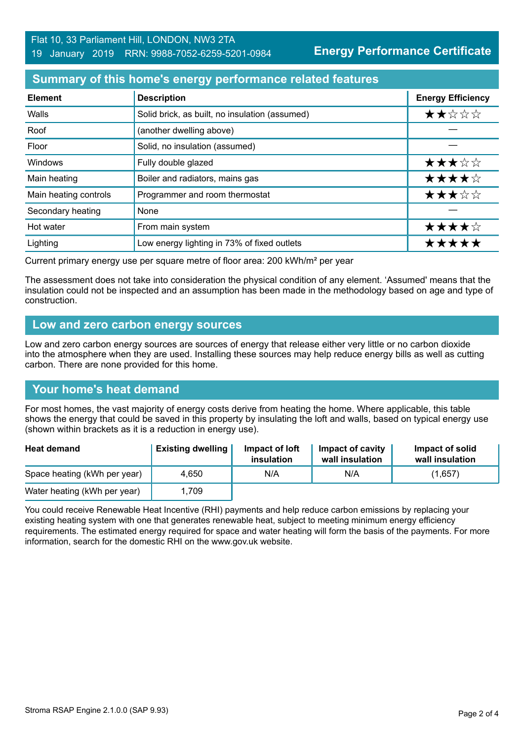Flat 10, 33 Parliament Hill, LONDON, NW3 2TA
19 January 2019 RRN: 9988-7052-6259-5201-0984

**Energy Performance Certificate**

## Summary of this home's energy performance related features

| Element | Description | Energy Efficiency |
|---|---|---|
| Walls | Solid brick, as built, no insulation (assumed) | ★★☆☆☆ |
| Roof | (another dwelling above) | — |
| Floor | Solid, no insulation (assumed) | — |
| Windows | Fully double glazed | ★★★☆☆ |
| Main heating | Boiler and radiators, mains gas | ★★★★☆ |
| Main heating controls | Programmer and room thermostat | ★★★☆☆ |
| Secondary heating | None | — |
| Hot water | From main system | ★★★★☆ |
| Lighting | Low energy lighting in 73% of fixed outlets | ★★★★★ |

Current primary energy use per square metre of floor area: 200 kWh/m² per year

The assessment does not take into consideration the physical condition of any element. 'Assumed' means that the insulation could not be inspected and an assumption has been made in the methodology based on age and type of construction.

## Low and zero carbon energy sources

Low and zero carbon energy sources are sources of energy that release either very little or no carbon dioxide into the atmosphere when they are used. Installing these sources may help reduce energy bills as well as cutting carbon. There are none provided for this home.

## Your home's heat demand

For most homes, the vast majority of energy costs derive from heating the home. Where applicable, this table shows the energy that could be saved in this property by insulating the loft and walls, based on typical energy use (shown within brackets as it is a reduction in energy use).

| Heat demand | Existing dwelling | Impact of loft insulation | Impact of cavity wall insulation | Impact of solid wall insulation |
|---|---|---|---|---|
| Space heating (kWh per year) | 4,650 | N/A | N/A | (1,657) |
| Water heating (kWh per year) | 1,709 | | | |

You could receive Renewable Heat Incentive (RHI) payments and help reduce carbon emissions by replacing your existing heating system with one that generates renewable heat, subject to meeting minimum energy efficiency requirements. The estimated energy required for space and water heating will form the basis of the payments. For more information, search for the domestic RHI on the www.gov.uk website.

Stroma RSAP Engine 2.1.0.0 (SAP 9.93)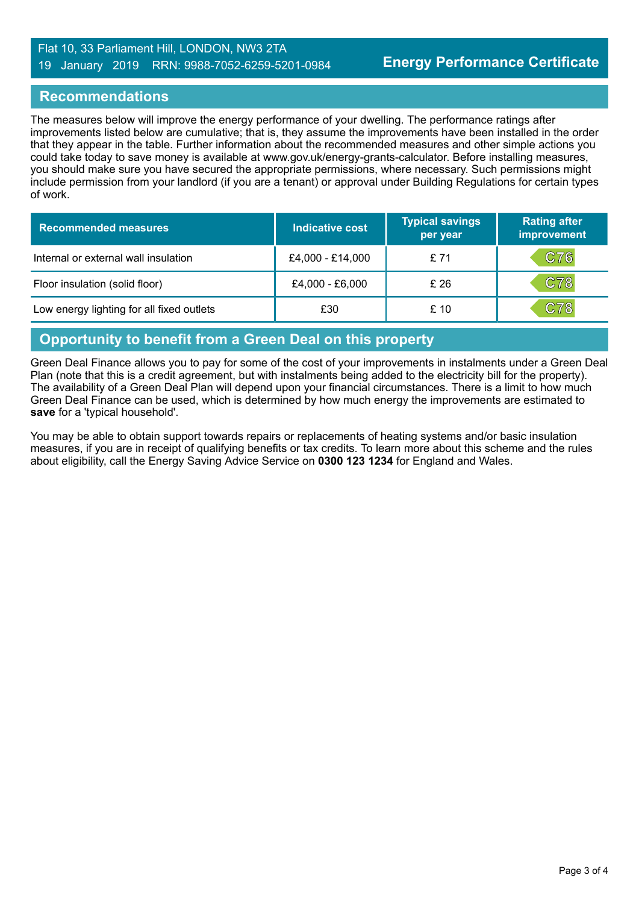## Recommendations

The measures below will improve the energy performance of your dwelling. The performance ratings after improvements listed below are cumulative; that is, they assume the improvements have been installed in the order that they appear in the table. Further information about the recommended measures and other simple actions you could take today to save money is available at www.gov.uk/energy-grants-calculator. Before installing measures, you should make sure you have secured the appropriate permissions, where necessary. Such permissions might include permission from your landlord (if you are a tenant) or approval under Building Regulations for certain types of work.

| Recommended measures | Indicative cost | Typical savings per year | Rating after improvement |
| --- | --- | --- | --- |
| Internal or external wall insulation | £4,000 - £14,000 | £ 71 | C76 |
| Floor insulation (solid floor) | £4,000 - £6,000 | £ 26 | C78 |
| Low energy lighting for all fixed outlets | £30 | £ 10 | C78 |

## Opportunity to benefit from a Green Deal on this property

Green Deal Finance allows you to pay for some of the cost of your improvements in instalments under a Green Deal Plan (note that this is a credit agreement, but with instalments being added to the electricity bill for the property). The availability of a Green Deal Plan will depend upon your financial circumstances. There is a limit to how much Green Deal Finance can be used, which is determined by how much energy the improvements are estimated to **save** for a 'typical household'.

You may be able to obtain support towards repairs or replacements of heating systems and/or basic insulation measures, if you are in receipt of qualifying benefits or tax credits. To learn more about this scheme and the rules about eligibility, call the Energy Saving Advice Service on **0300 123 1234** for England and Wales.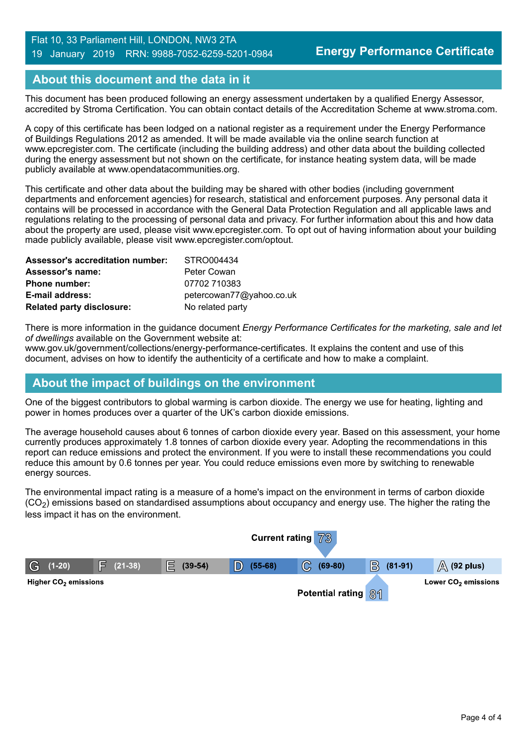Flat 10, 33 Parliament Hill, LONDON, NW3 2TA
19 January 2019 RRN: 9988-7052-6259-5201-0984

**Energy Performance Certificate**

## About this document and the data in it

This document has been produced following an energy assessment undertaken by a qualified Energy Assessor, accredited by Stroma Certification. You can obtain contact details of the Accreditation Scheme at www.stroma.com.

A copy of this certificate has been lodged on a national register as a requirement under the Energy Performance of Buildings Regulations 2012 as amended. It will be made available via the online search function at www.epcregister.com. The certificate (including the building address) and other data about the building collected during the energy assessment but not shown on the certificate, for instance heating system data, will be made publicly available at www.opendatacommunities.org.

This certificate and other data about the building may be shared with other bodies (including government departments and enforcement agencies) for research, statistical and enforcement purposes. Any personal data it contains will be processed in accordance with the General Data Protection Regulation and all applicable laws and regulations relating to the processing of personal data and privacy. For further information about this and how data about the property are used, please visit www.epcregister.com. To opt out of having information about your building made publicly available, please visit www.epcregister.com/optout.

| | |
|---|---|
| **Assessor's accreditation number:** | STRO004434 |
| **Assessor's name:** | Peter Cowan |
| **Phone number:** | 07702 710383 |
| **E-mail address:** | petercowan77@yahoo.co.uk |
| **Related party disclosure:** | No related party |

There is more information in the guidance document *Energy Performance Certificates for the marketing, sale and let of dwellings* available on the Government website at: www.gov.uk/government/collections/energy-performance-certificates. It explains the content and use of this document, advises on how to identify the authenticity of a certificate and how to make a complaint.

## About the impact of buildings on the environment

One of the biggest contributors to global warming is carbon dioxide. The energy we use for heating, lighting and power in homes produces over a quarter of the UK's carbon dioxide emissions.

The average household causes about 6 tonnes of carbon dioxide every year. Based on this assessment, your home currently produces approximately 1.8 tonnes of carbon dioxide every year. Adopting the recommendations in this report can reduce emissions and protect the environment. If you were to install these recommendations you could reduce this amount by 0.6 tonnes per year. You could reduce emissions even more by switching to renewable energy sources.

The environmental impact rating is a measure of a home's impact on the environment in terms of carbon dioxide ($CO_2$) emissions based on standardised assumptions about occupancy and energy use. The higher the rating the less impact it has on the environment.

Current rating 73

G (1-20)
F (21-38)
E (39-54)
D (55-68)
C (69-80)
B (81-91)
A (92 plus)

Higher $CO_2$ emissions

Lower $CO_2$ emissions

Potential rating 81